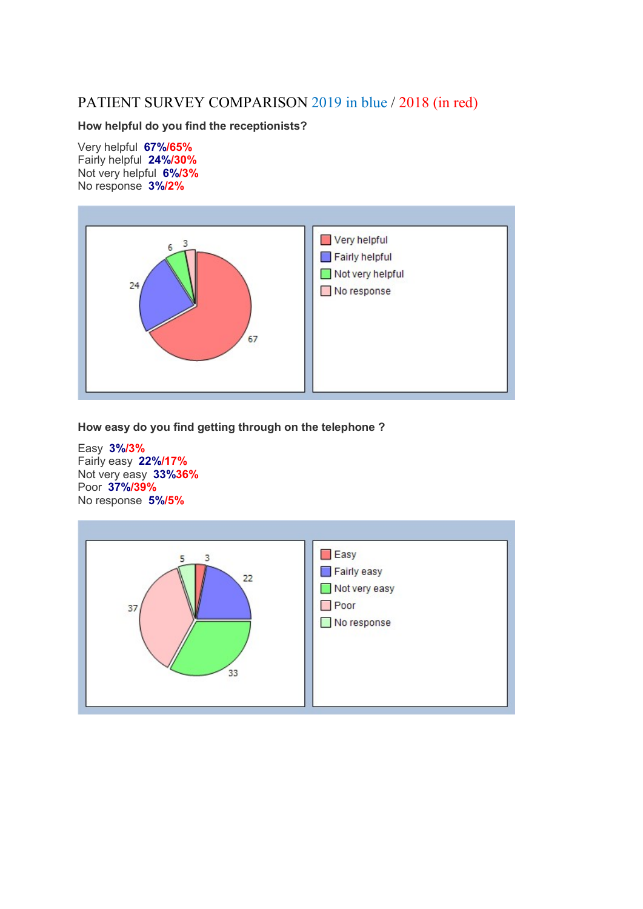# PATIENT SURVEY COMPARISON 2019 in blue / 2018 (in red)

**How helpful do you find the receptionists?**

Very helpful **67%/65%**
Fairly helpful **24%/30%**
Not very helpful **6%/3%**
No response **3%/2%**

**How easy do you find getting through on the telephone ?**

Easy **3%/3%**
Fairly easy **22%/17%**
Not very easy **33%36%**
Poor **37%/39%**
No response **5%/5%**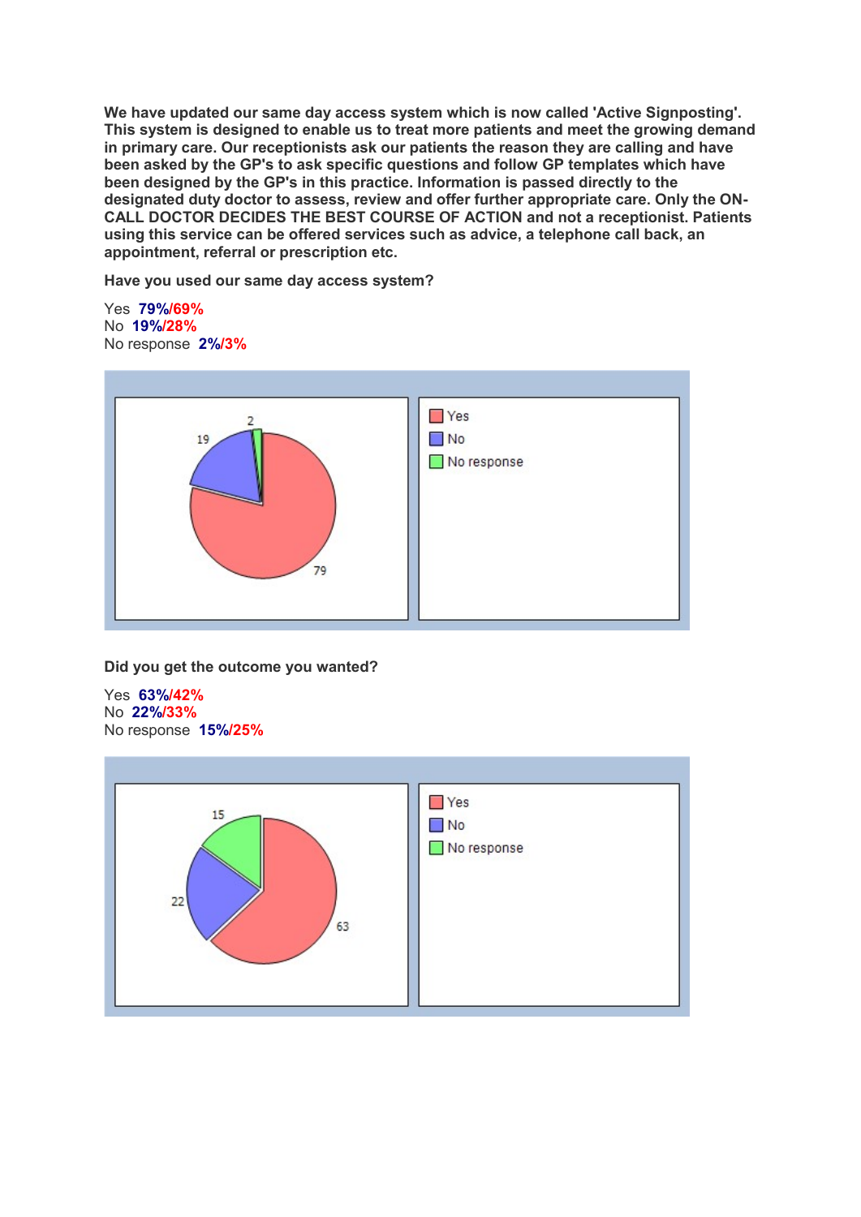**We have updated our same day access system which is now called 'Active Signposting'. This system is designed to enable us to treat more patients and meet the growing demand in primary care. Our receptionists ask our patients the reason they are calling and have been asked by the GP's to ask specific questions and follow GP templates which have been designed by the GP's in this practice. Information is passed directly to the designated duty doctor to assess, review and offer further appropriate care. Only the ON-CALL DOCTOR DECIDES THE BEST COURSE OF ACTION and not a receptionist. Patients using this service can be offered services such as advice, a telephone call back, an appointment, referral or prescription etc.**

**Have you used our same day access system?**

Yes **79%/69%**
No **19%/28%**
No response **2%/3%**

**Did you get the outcome you wanted?**

Yes **63%/42%**
No **22%/33%**
No response **15%/25%**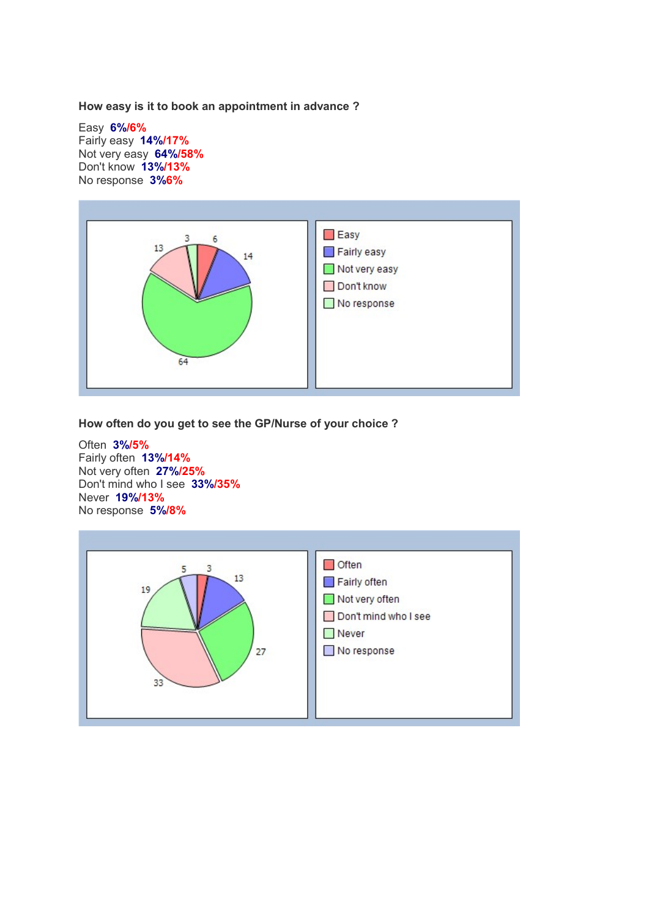**How easy is it to book an appointment in advance ?**

Easy **6%/6%**
Fairly easy **14%/17%**
Not very easy **64%/58%**
Don't know **13%/13%**
No response **3%/6%**

**How often do you get to see the GP/Nurse of your choice ?**

Often **3%/5%**
Fairly often **13%/14%**
Not very often **27%/25%**
Don't mind who I see **33%/35%**
Never **19%/13%**
No response **5%/8%**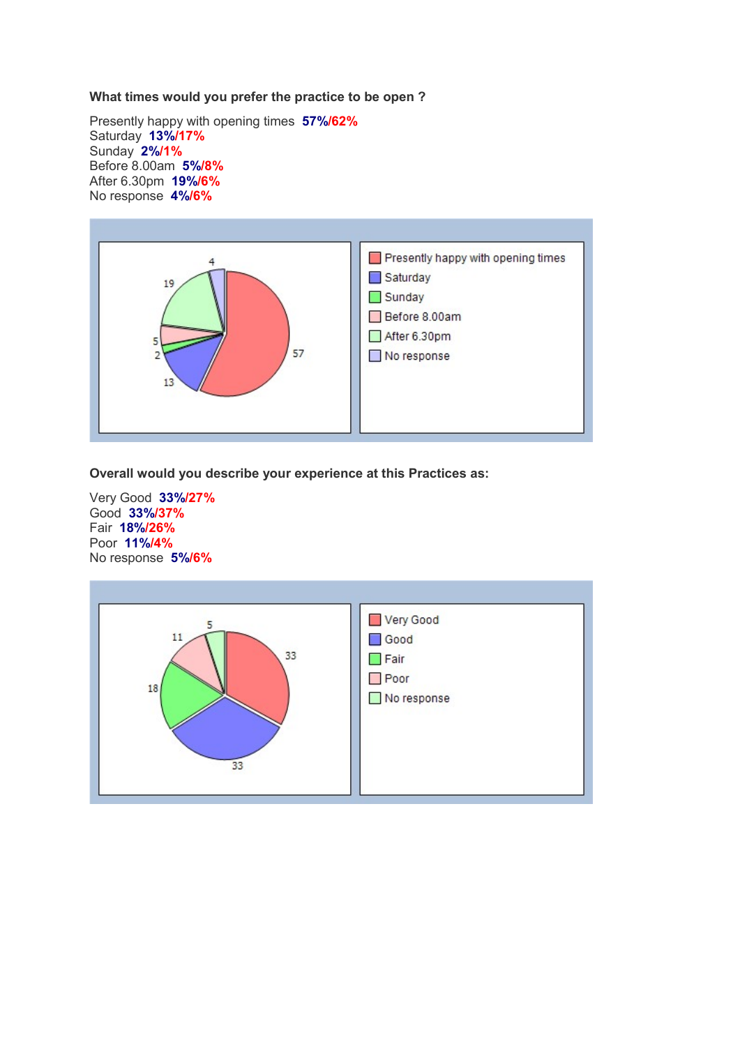**What times would you prefer the practice to be open ?**

Presently happy with opening times **57%/62%**
Saturday **13%/17%**
Sunday **2%/1%**
Before 8.00am **5%/8%**
After 6.30pm **19%/6%**
No response **4%/6%**

**Overall would you describe your experience at this Practices as:**

Very Good **33%/27%**
Good **33%/37%**
Fair **18%/26%**
Poor **11%/4%**
No response **5%/6%**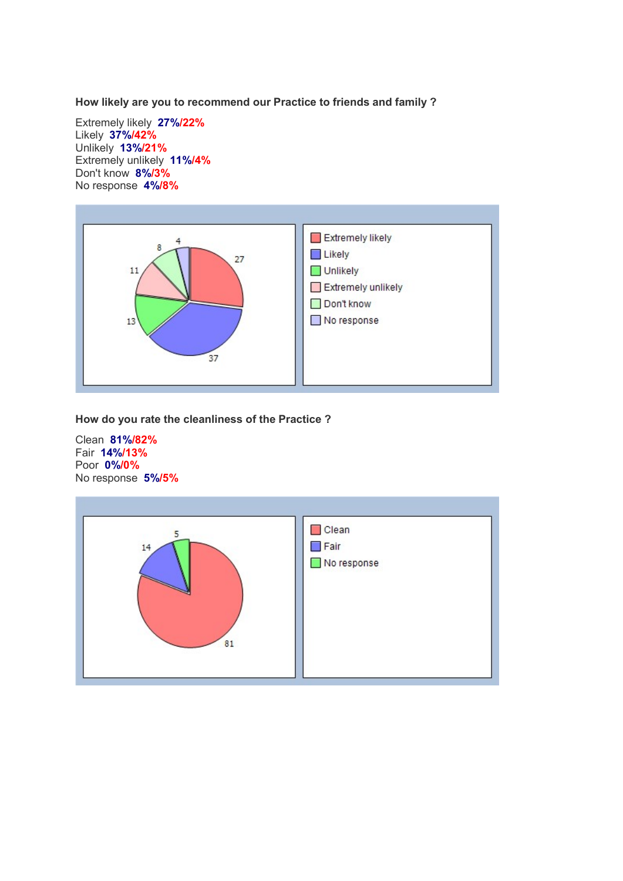**How likely are you to recommend our Practice to friends and family ?**

Extremely likely **27%/22%**
Likely **37%/42%**
Unlikely **13%/21%**
Extremely unlikely **11%/4%**
Don't know **8%/3%**
No response **4%/8%**

**How do you rate the cleanliness of the Practice ?**

Clean **81%/82%**
Fair **14%/13%**
Poor **0%/0%**
No response **5%/5%**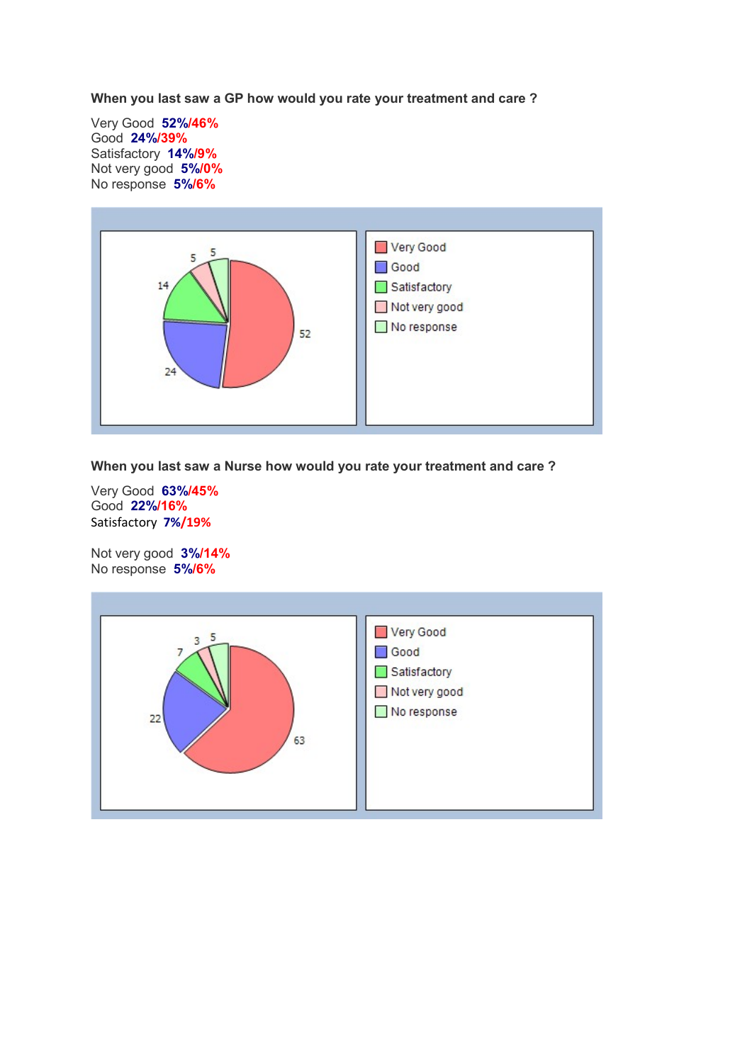**When you last saw a GP how would you rate your treatment and care ?**

Very Good **52%/46%**
Good **24%/39%**
Satisfactory **14%/9%**
Not very good **5%/0%**
No response **5%/6%**

5
5
14
52
24

Very Good
Good
Satisfactory
Not very good
No response

**When you last saw a Nurse how would you rate your treatment and care ?**

Very Good **63%/45%**
Good **22%/16%**
Satisfactory **7%/19%**

Not very good **3%/14%**
No response **5%/6%**

3
5
7
22
63

Very Good
Good
Satisfactory
Not very good
No response